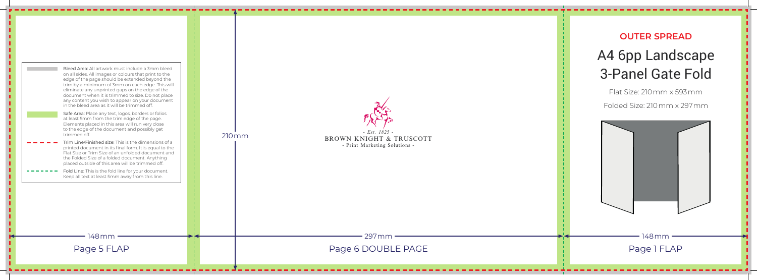## OUTER SPREAD

# A4 6pp Landscape 3-Panel Gate Fold

Flat Size: 210 mm x 593 mm

Folded Size: 210 mm x 297 mm

- **Bleed Area:** All artwork must include a 3mm bleed on all sides. All images or colours that print to the edge of the page should be extended beyond the trim by a minimum of 3mm on each edge. This will eliminate any unprinted gaps on the edge of the document when it is trimmed to size. Do not place any content you wish to appear on your document in the bleed area as it will be trimmed off.
- **Safe Area:** Place any text, logos, borders or folios at least 5mm from the trim edge of the page. Elements placed in this area will run very close to the edge of the document and possibly get trimmed off.
- **Trim Line/Finished size:** This is the dimensions of a printed document in its final form. It is equal to the Flat Size or Trim Size of an unfolded document and the Folded Size of a folded document. Anything placed outside of this area will be trimmed off.
- **Fold Line:** This is the fold line for your document. Keep all text at least 5mm away from this line.

- Est. 1825 -
BROWN KNIGHT & TRUSCOTT
- Print Marketing Solutions -

210mm

148mm — Page 5 FLAP

297mm — Page 6 DOUBLE PAGE

148mm — Page 1 FLAP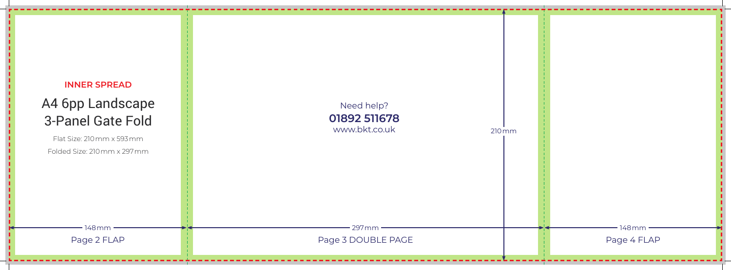**INNER SPREAD**

# A4 6pp Landscape 3-Panel Gate Fold

Flat Size: 210 mm x 593 mm

Folded Size: 210 mm x 297 mm

Need help?

**01892 511678**

www.bkt.co.uk

210 mm

148 mm

Page 2 FLAP

297 mm

Page 3 DOUBLE PAGE

148 mm

Page 4 FLAP